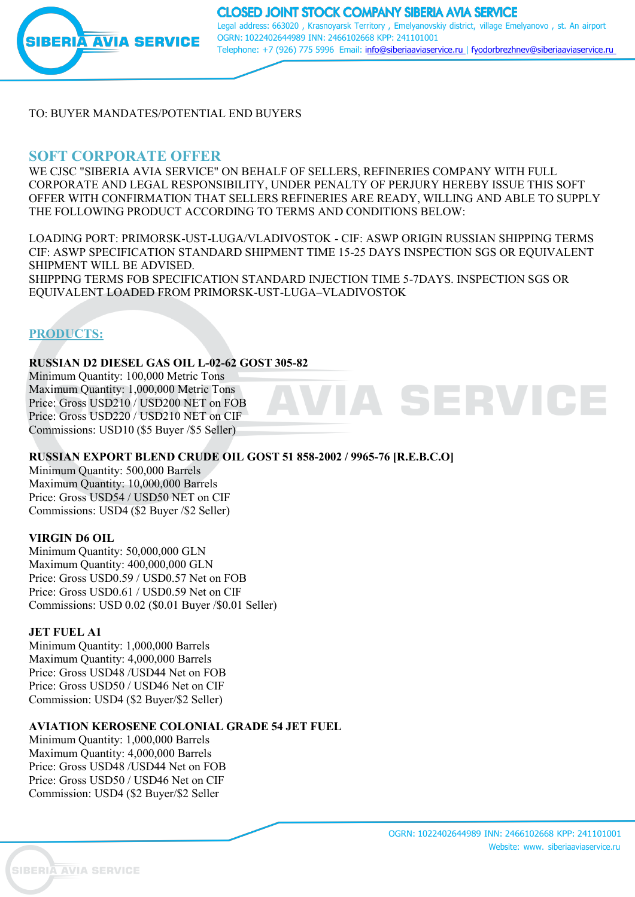# CLOSED JOINT STOCK COMPANY SIBERIA AVIA SERVICE

Legal address: 663020 , Krasnoyarsk Territory , Emelyanovskiy district, village Emelyanovo , st. An airport
OGRN: 1022402644989 INN: 2466102668 KPP: 241101001
Telephone: +7 (926) 775 5996 Email: info@siberiaaviaservice.ru | fyodorbrezhnev@siberiaaviaservice.ru

TO: BUYER MANDATES/POTENTIAL END BUYERS

## SOFT CORPORATE OFFER

WE CJSC "SIBERIA AVIA SERVICE" ON BEHALF OF SELLERS, REFINERIES COMPANY WITH FULL CORPORATE AND LEGAL RESPONSIBILITY, UNDER PENALTY OF PERJURY HEREBY ISSUE THIS SOFT OFFER WITH CONFIRMATION THAT SELLERS REFINERIES ARE READY, WILLING AND ABLE TO SUPPLY THE FOLLOWING PRODUCT ACCORDING TO TERMS AND CONDITIONS BELOW:

LOADING PORT: PRIMORSK-UST-LUGA/VLADIVOSTOK - CIF: ASWP ORIGIN RUSSIAN SHIPPING TERMS CIF: ASWP SPECIFICATION STANDARD SHIPMENT TIME 15-25 DAYS INSPECTION SGS OR EQUIVALENT SHIPMENT WILL BE ADVISED.
SHIPPING TERMS FOB SPECIFICATION STANDARD INJECTION TIME 5-7DAYS. INSPECTION SGS OR EQUIVALENT LOADED FROM PRIMORSK-UST-LUGA–VLADIVOSTOK

## PRODUCTS:

**RUSSIAN D2 DIESEL GAS OIL L-02-62 GOST 305-82**
Minimum Quantity: 100,000 Metric Tons
Maximum Quantity: 1,000,000 Metric Tons
Price: Gross USD210 / USD200 NET on FOB
Price: Gross USD220 / USD210 NET on CIF
Commissions: USD10 ($5 Buyer /$5 Seller)

**RUSSIAN EXPORT BLEND CRUDE OIL GOST 51 858-2002 / 9965-76 [R.E.B.C.O]**
Minimum Quantity: 500,000 Barrels
Maximum Quantity: 10,000,000 Barrels
Price: Gross USD54 / USD50 NET on CIF
Commissions: USD4 ($2 Buyer /$2 Seller)

**VIRGIN D6 OIL**
Minimum Quantity: 50,000,000 GLN
Maximum Quantity: 400,000,000 GLN
Price: Gross USD0.59 / USD0.57 Net on FOB
Price: Gross USD0.61 / USD0.59 Net on CIF
Commissions: USD 0.02 ($0.01 Buyer /$0.01 Seller)

**JET FUEL A1**
Minimum Quantity: 1,000,000 Barrels
Maximum Quantity: 4,000,000 Barrels
Price: Gross USD48 /USD44 Net on FOB
Price: Gross USD50 / USD46 Net on CIF
Commission: USD4 ($2 Buyer/$2 Seller)

**AVIATION KEROSENE COLONIAL GRADE 54 JET FUEL**
Minimum Quantity: 1,000,000 Barrels
Maximum Quantity: 4,000,000 Barrels
Price: Gross USD48 /USD44 Net on FOB
Price: Gross USD50 / USD46 Net on CIF
Commission: USD4 ($2 Buyer/$2 Seller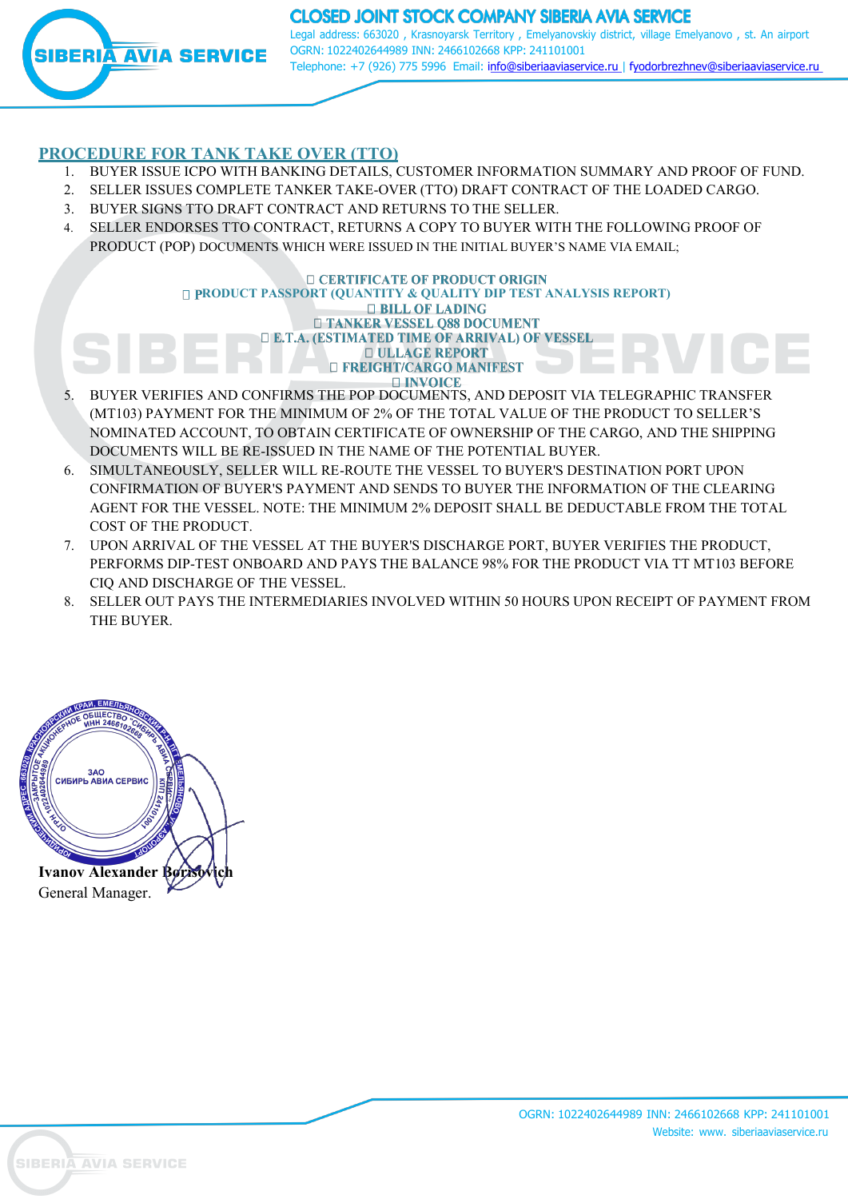## PROCEDURE FOR TANK TAKE OVER (TTO)

1. BUYER ISSUE ICPO WITH BANKING DETAILS, CUSTOMER INFORMATION SUMMARY AND PROOF OF FUND.
2. SELLER ISSUES COMPLETE TANKER TAKE-OVER (TTO) DRAFT CONTRACT OF THE LOADED CARGO.
3. BUYER SIGNS TTO DRAFT CONTRACT AND RETURNS TO THE SELLER.
4. SELLER ENDORSES TTO CONTRACT, RETURNS A COPY TO BUYER WITH THE FOLLOWING PROOF OF PRODUCT (POP) DOCUMENTS WHICH WERE ISSUED IN THE INITIAL BUYER'S NAME VIA EMAIL;

- **CERTIFICATE OF PRODUCT ORIGIN**
- **PRODUCT PASSPORT (QUANTITY & QUALITY DIP TEST ANALYSIS REPORT)**
- **BILL OF LADING**
- **TANKER VESSEL Q88 DOCUMENT**
- **E.T.A. (ESTIMATED TIME OF ARRIVAL) OF VESSEL**
- **ULLAGE REPORT**
- **FREIGHT/CARGO MANIFEST**
- **INVOICE**

5. BUYER VERIFIES AND CONFIRMS THE POP DOCUMENTS, AND DEPOSIT VIA TELEGRAPHIC TRANSFER (MT103) PAYMENT FOR THE MINIMUM OF 2% OF THE TOTAL VALUE OF THE PRODUCT TO SELLER'S NOMINATED ACCOUNT, TO OBTAIN CERTIFICATE OF OWNERSHIP OF THE CARGO, AND THE SHIPPING DOCUMENTS WILL BE RE-ISSUED IN THE NAME OF THE POTENTIAL BUYER.
6. SIMULTANEOUSLY, SELLER WILL RE-ROUTE THE VESSEL TO BUYER'S DESTINATION PORT UPON CONFIRMATION OF BUYER'S PAYMENT AND SENDS TO BUYER THE INFORMATION OF THE CLEARING AGENT FOR THE VESSEL. NOTE: THE MINIMUM 2% DEPOSIT SHALL BE DEDUCTABLE FROM THE TOTAL COST OF THE PRODUCT.
7. UPON ARRIVAL OF THE VESSEL AT THE BUYER'S DISCHARGE PORT, BUYER VERIFIES THE PRODUCT, PERFORMS DIP-TEST ONBOARD AND PAYS THE BALANCE 98% FOR THE PRODUCT VIA TT MT103 BEFORE CIQ AND DISCHARGE OF THE VESSEL.
8. SELLER OUT PAYS THE INTERMEDIARIES INVOLVED WITHIN 50 HOURS UPON RECEIPT OF PAYMENT FROM THE BUYER.

ЗАО СИБИРЬ АВИА СЕРВИС

**Ivanov Alexander Borisovich**
General Manager.